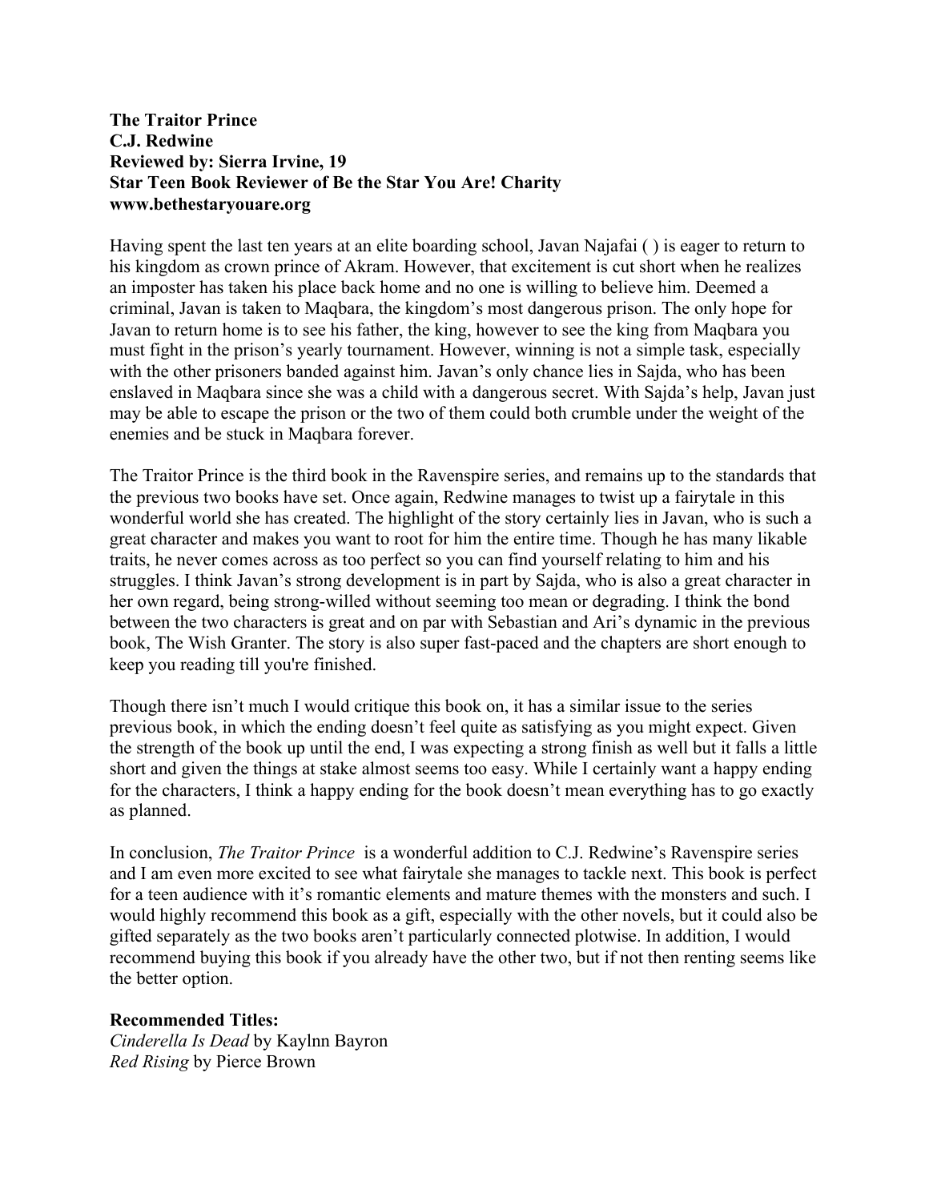**The Traitor Prince**
**C.J. Redwine**
**Reviewed by: Sierra Irvine, 19**
**Star Teen Book Reviewer of Be the Star You Are! Charity**
**www.bethestaryouare.org**

Having spent the last ten years at an elite boarding school, Javan Najafai ( ) is eager to return to his kingdom as crown prince of Akram. However, that excitement is cut short when he realizes an imposter has taken his place back home and no one is willing to believe him. Deemed a criminal, Javan is taken to Maqbara, the kingdom's most dangerous prison. The only hope for Javan to return home is to see his father, the king, however to see the king from Maqbara you must fight in the prison's yearly tournament. However, winning is not a simple task, especially with the other prisoners banded against him. Javan's only chance lies in Sajda, who has been enslaved in Maqbara since she was a child with a dangerous secret. With Sajda's help, Javan just may be able to escape the prison or the two of them could both crumble under the weight of the enemies and be stuck in Maqbara forever.

The Traitor Prince is the third book in the Ravenspire series, and remains up to the standards that the previous two books have set. Once again, Redwine manages to twist up a fairytale in this wonderful world she has created. The highlight of the story certainly lies in Javan, who is such a great character and makes you want to root for him the entire time. Though he has many likable traits, he never comes across as too perfect so you can find yourself relating to him and his struggles. I think Javan's strong development is in part by Sajda, who is also a great character in her own regard, being strong-willed without seeming too mean or degrading. I think the bond between the two characters is great and on par with Sebastian and Ari's dynamic in the previous book, The Wish Granter. The story is also super fast-paced and the chapters are short enough to keep you reading till you're finished.

Though there isn't much I would critique this book on, it has a similar issue to the series previous book, in which the ending doesn't feel quite as satisfying as you might expect. Given the strength of the book up until the end, I was expecting a strong finish as well but it falls a little short and given the things at stake almost seems too easy. While I certainly want a happy ending for the characters, I think a happy ending for the book doesn't mean everything has to go exactly as planned.

In conclusion, *The Traitor Prince* is a wonderful addition to C.J. Redwine's Ravenspire series and I am even more excited to see what fairytale she manages to tackle next. This book is perfect for a teen audience with it's romantic elements and mature themes with the monsters and such. I would highly recommend this book as a gift, especially with the other novels, but it could also be gifted separately as the two books aren't particularly connected plotwise. In addition, I would recommend buying this book if you already have the other two, but if not then renting seems like the better option.

**Recommended Titles:**
*Cinderella Is Dead* by Kaylnn Bayron
*Red Rising* by Pierce Brown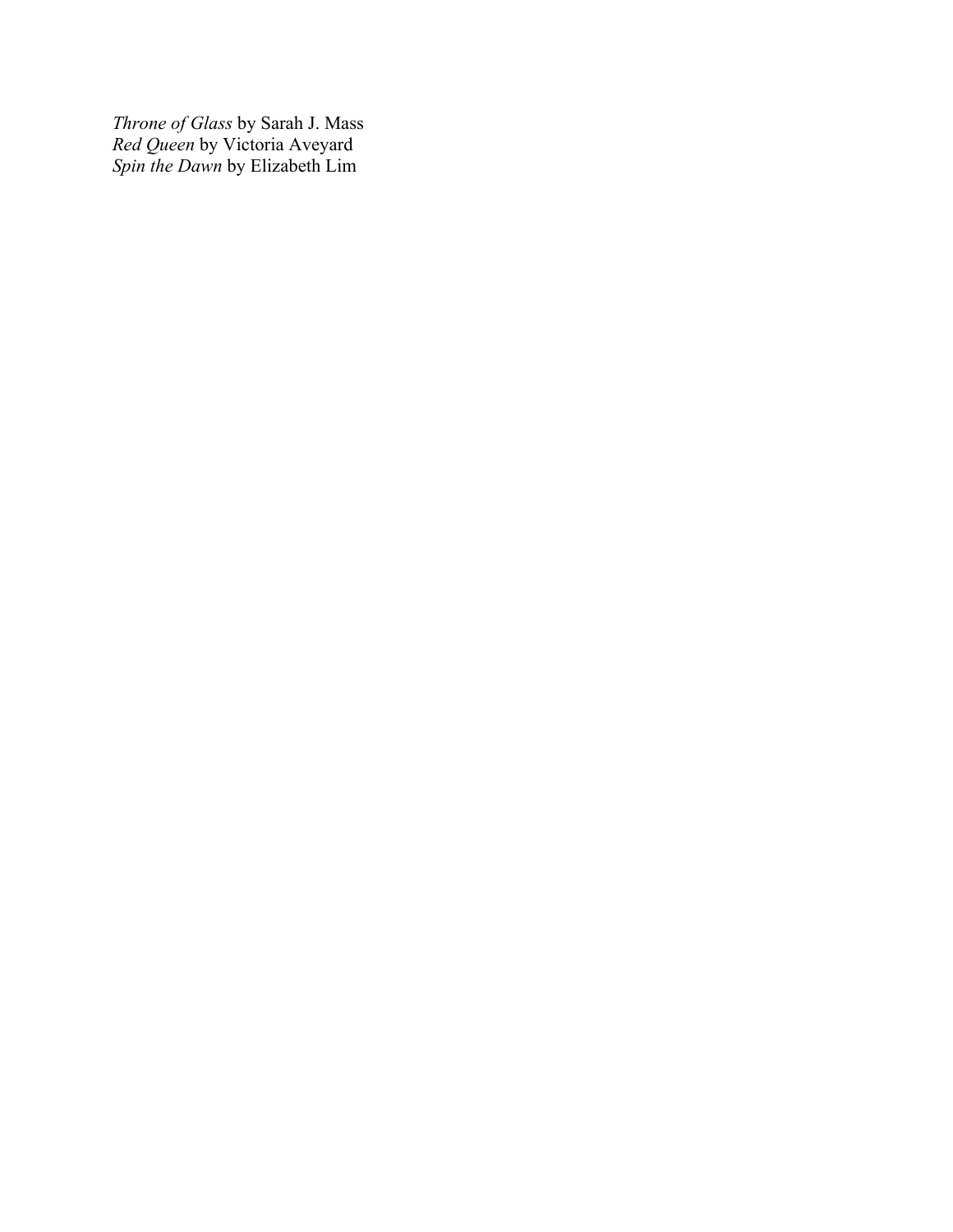*Throne of Glass* by Sarah J. Mass
*Red Queen* by Victoria Aveyard
*Spin the Dawn* by Elizabeth Lim